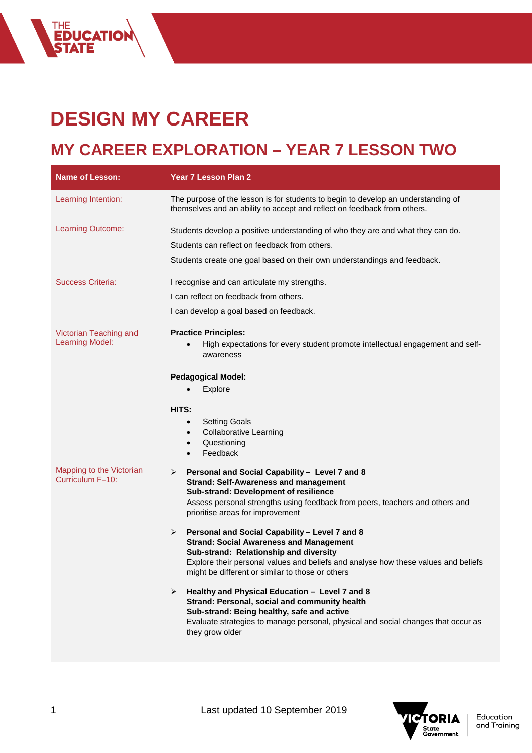# DESIGN MY CAREER

## MY CAREER EXPLORATION – YEAR 7 LESSON TWO

| Name of Lesson: | Year 7 Lesson Plan 2 |
| --- | --- |
| Learning Intention: | The purpose of the lesson is for students to begin to develop an understanding of themselves and an ability to accept and reflect on feedback from others. |
| Learning Outcome: | Students develop a positive understanding of who they are and what they can do.<br>Students can reflect on feedback from others.<br>Students create one goal based on their own understandings and feedback. |
| Success Criteria: | I recognise and can articulate my strengths.<br>I can reflect on feedback from others.<br>I can develop a goal based on feedback. |
| Victorian Teaching and Learning Model: | **Practice Principles:**<br>• High expectations for every student promote intellectual engagement and self-awareness<br><br>**Pedagogical Model:**<br>• Explore<br><br>**HITS:**<br>• Setting Goals<br>• Collaborative Learning<br>• Questioning<br>• Feedback |
| Mapping to the Victorian Curriculum F–10: | ➢ **Personal and Social Capability – Level 7 and 8**<br>**Strand: Self-Awareness and management**<br>**Sub-strand: Development of resilience**<br>Assess personal strengths using feedback from peers, teachers and others and prioritise areas for improvement<br><br>➢ **Personal and Social Capability – Level 7 and 8**<br>**Strand: Social Awareness and Management**<br>**Sub-strand: Relationship and diversity**<br>Explore their personal values and beliefs and analyse how these values and beliefs might be different or similar to those or others<br><br>➢ **Healthy and Physical Education – Level 7 and 8**<br>**Strand: Personal, social and community health**<br>**Sub-strand: Being healthy, safe and active**<br>Evaluate strategies to manage personal, physical and social changes that occur as they grow older |

Last updated 10 September 2019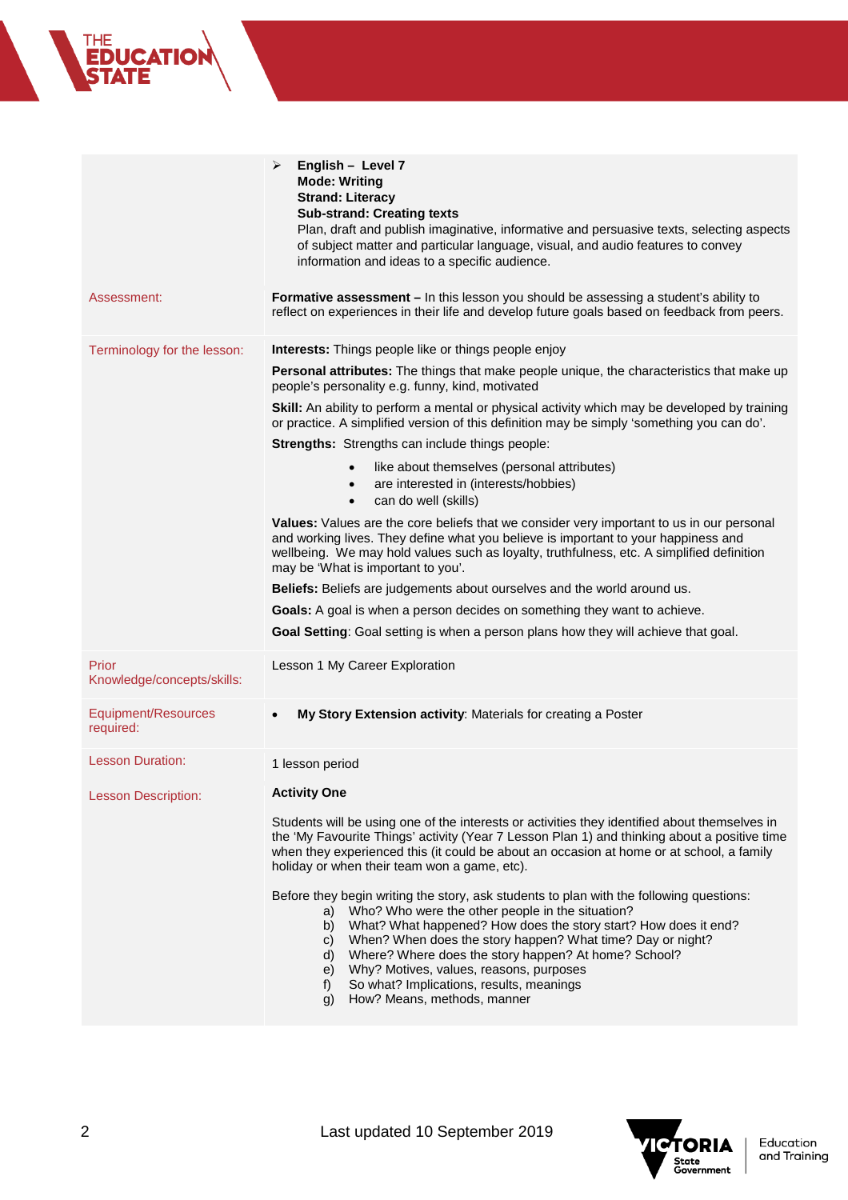| | |
|---|---|
| | ➢ **English – Level 7**<br>**Mode: Writing**<br>**Strand: Literacy**<br>**Sub-strand: Creating texts**<br>Plan, draft and publish imaginative, informative and persuasive texts, selecting aspects of subject matter and particular language, visual, and audio features to convey information and ideas to a specific audience. |
| Assessment: | **Formative assessment –** In this lesson you should be assessing a student's ability to reflect on experiences in their life and develop future goals based on feedback from peers. |
| Terminology for the lesson: | **Interests:** Things people like or things people enjoy<br><br>**Personal attributes:** The things that make people unique, the characteristics that make up people's personality e.g. funny, kind, motivated<br><br>**Skill:** An ability to perform a mental or physical activity which may be developed by training or practice. A simplified version of this definition may be simply 'something you can do'.<br><br>**Strengths:** Strengths can include things people:<br>• like about themselves (personal attributes)<br>• are interested in (interests/hobbies)<br>• can do well (skills)<br><br>**Values:** Values are the core beliefs that we consider very important to us in our personal and working lives. They define what you believe is important to your happiness and wellbeing. We may hold values such as loyalty, truthfulness, etc. A simplified definition may be 'What is important to you'.<br><br>**Beliefs:** Beliefs are judgements about ourselves and the world around us.<br><br>**Goals:** A goal is when a person decides on something they want to achieve.<br><br>**Goal Setting**: Goal setting is when a person plans how they will achieve that goal. |
| Prior Knowledge/concepts/skills: | Lesson 1 My Career Exploration |
| Equipment/Resources required: | • **My Story Extension activity**: Materials for creating a Poster |
| Lesson Duration: | 1 lesson period |
| Lesson Description: | **Activity One**<br><br>Students will be using one of the interests or activities they identified about themselves in the 'My Favourite Things' activity (Year 7 Lesson Plan 1) and thinking about a positive time when they experienced this (it could be about an occasion at home or at school, a family holiday or when their team won a game, etc).<br><br>Before they begin writing the story, ask students to plan with the following questions:<br>a) Who? Who were the other people in the situation?<br>b) What? What happened? How does the story start? How does it end?<br>c) When? When does the story happen? What time? Day or night?<br>d) Where? Where does the story happen? At home? School?<br>e) Why? Motives, values, reasons, purposes<br>f) So what? Implications, results, meanings<br>g) How? Means, methods, manner |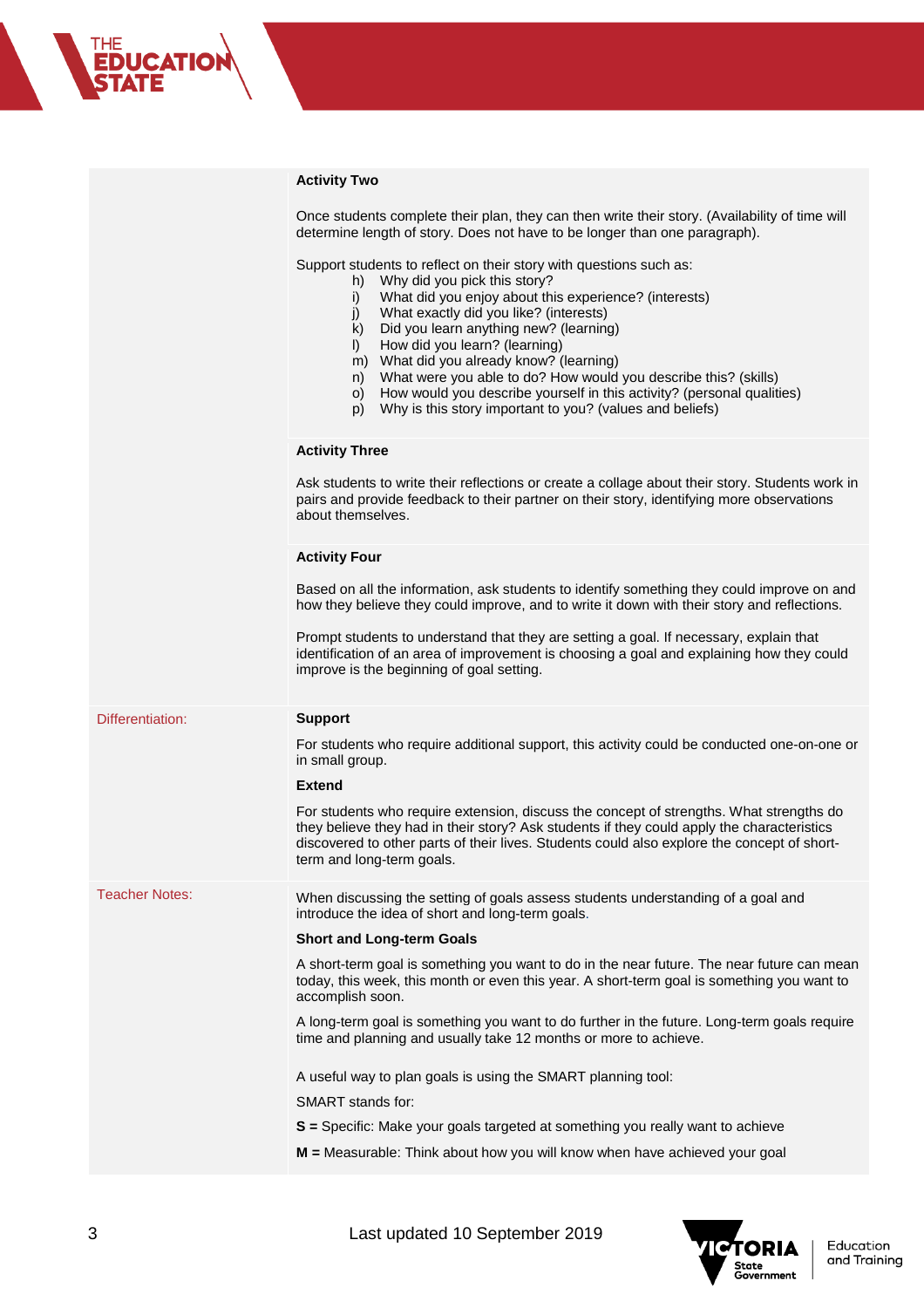| | |
|---|---|
| | **Activity Two**<br><br>Once students complete their plan, they can then write their story. (Availability of time will determine length of story. Does not have to be longer than one paragraph).<br><br>Support students to reflect on their story with questions such as:<br>h) Why did you pick this story?<br>i) What did you enjoy about this experience? (interests)<br>j) What exactly did you like? (interests)<br>k) Did you learn anything new? (learning)<br>l) How did you learn? (learning)<br>m) What did you already know? (learning)<br>n) What were you able to do? How would you describe this? (skills)<br>o) How would you describe yourself in this activity? (personal qualities)<br>p) Why is this story important to you? (values and beliefs) |
| | **Activity Three**<br><br>Ask students to write their reflections or create a collage about their story. Students work in pairs and provide feedback to their partner on their story, identifying more observations about themselves. |
| | **Activity Four**<br><br>Based on all the information, ask students to identify something they could improve on and how they believe they could improve, and to write it down with their story and reflections.<br><br>Prompt students to understand that they are setting a goal. If necessary, explain that identification of an area of improvement is choosing a goal and explaining how they could improve is the beginning of goal setting. |
| Differentiation: | **Support**<br><br>For students who require additional support, this activity could be conducted one-on-one or in small group.<br><br>**Extend**<br><br>For students who require extension, discuss the concept of strengths. What strengths do they believe they had in their story? Ask students if they could apply the characteristics discovered to other parts of their lives. Students could also explore the concept of short-term and long-term goals. |
| Teacher Notes: | When discussing the setting of goals assess students understanding of a goal and introduce the idea of short and long-term goals.<br><br>**Short and Long-term Goals**<br><br>A short-term goal is something you want to do in the near future. The near future can mean today, this week, this month or even this year. A short-term goal is something you want to accomplish soon.<br><br>A long-term goal is something you want to do further in the future. Long-term goals require time and planning and usually take 12 months or more to achieve.<br><br>A useful way to plan goals is using the SMART planning tool:<br><br>SMART stands for:<br><br>**S =** Specific: Make your goals targeted at something you really want to achieve<br><br>**M =** Measurable: Think about how you will know when have achieved your goal |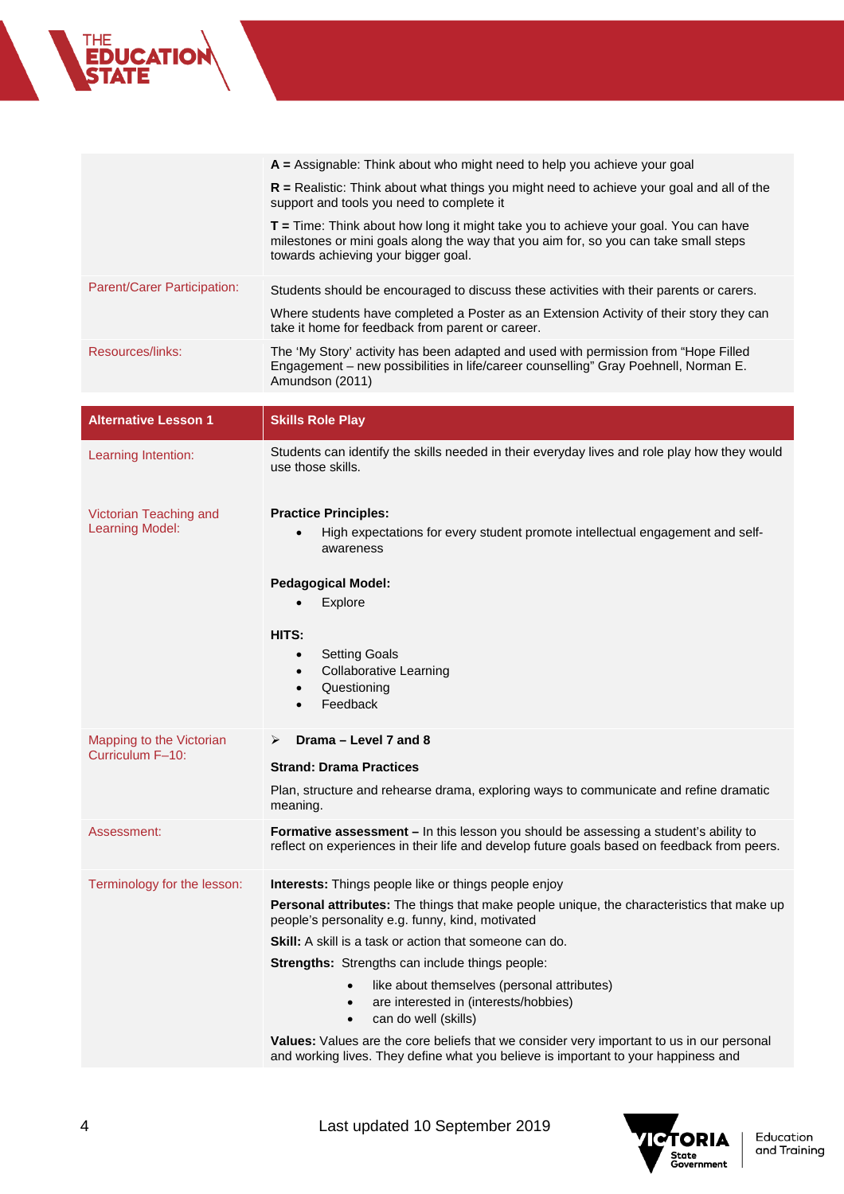| | |
|---|---|
| | **A =** Assignable: Think about who might need to help you achieve your goal<br><br>**R =** Realistic: Think about what things you might need to achieve your goal and all of the support and tools you need to complete it<br><br>**T =** Time: Think about how long it might take you to achieve your goal. You can have milestones or mini goals along the way that you aim for, so you can take small steps towards achieving your bigger goal. |
| Parent/Carer Participation: | Students should be encouraged to discuss these activities with their parents or carers.<br><br>Where students have completed a Poster as an Extension Activity of their story they can take it home for feedback from parent or career. |
| Resources/links: | The 'My Story' activity has been adapted and used with permission from "Hope Filled Engagement – new possibilities in life/career counselling" Gray Poehnell, Norman E. Amundson (2011) |

| Alternative Lesson 1 | Skills Role Play |
|---|---|
| Learning Intention: | Students can identify the skills needed in their everyday lives and role play how they would use those skills. |
| Victorian Teaching and Learning Model: | **Practice Principles:**<br>• High expectations for every student promote intellectual engagement and self-awareness<br><br>**Pedagogical Model:**<br>• Explore<br><br>**HITS:**<br>• Setting Goals<br>• Collaborative Learning<br>• Questioning<br>• Feedback |
| Mapping to the Victorian Curriculum F–10: | ➢ **Drama – Level 7 and 8**<br><br>**Strand: Drama Practices**<br><br>Plan, structure and rehearse drama, exploring ways to communicate and refine dramatic meaning. |
| Assessment: | **Formative assessment –** In this lesson you should be assessing a student's ability to reflect on experiences in their life and develop future goals based on feedback from peers. |
| Terminology for the lesson: | **Interests:** Things people like or things people enjoy<br><br>**Personal attributes:** The things that make people unique, the characteristics that make up people's personality e.g. funny, kind, motivated<br><br>**Skill:** A skill is a task or action that someone can do.<br><br>**Strengths:** Strengths can include things people:<br>• like about themselves (personal attributes)<br>• are interested in (interests/hobbies)<br>• can do well (skills)<br><br>**Values:** Values are the core beliefs that we consider very important to us in our personal and working lives. They define what you believe is important to your happiness and |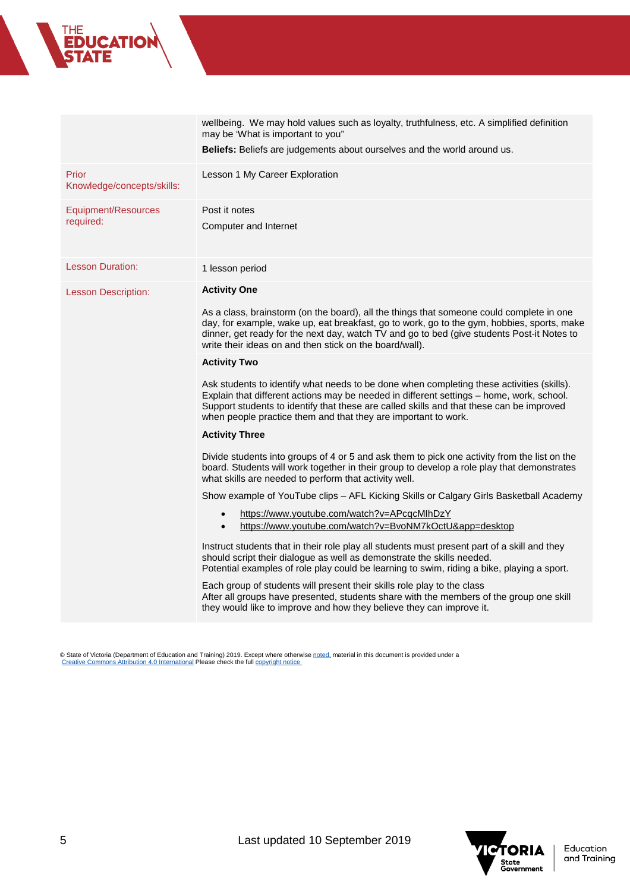| | |
|---|---|
| | wellbeing. We may hold values such as loyalty, truthfulness, etc. A simplified definition may be 'What is important to you"<br>**Beliefs:** Beliefs are judgements about ourselves and the world around us. |
| Prior Knowledge/concepts/skills: | Lesson 1 My Career Exploration |
| Equipment/Resources required: | Post it notes<br>Computer and Internet |
| Lesson Duration: | 1 lesson period |
| Lesson Description: | **Activity One**<br>As a class, brainstorm (on the board), all the things that someone could complete in one day, for example, wake up, eat breakfast, go to work, go to the gym, hobbies, sports, make dinner, get ready for the next day, watch TV and go to bed (give students Post-it Notes to write their ideas on and then stick on the board/wall).<br>**Activity Two**<br>Ask students to identify what needs to be done when completing these activities (skills). Explain that different actions may be needed in different settings – home, work, school. Support students to identify that these are called skills and that these can be improved when people practice them and that they are important to work.<br>**Activity Three**<br>Divide students into groups of 4 or 5 and ask them to pick one activity from the list on the board. Students will work together in their group to develop a role play that demonstrates what skills are needed to perform that activity well.<br>Show example of YouTube clips – AFL Kicking Skills or Calgary Girls Basketball Academy<br>• https://www.youtube.com/watch?v=APcqcMIhDzY<br>• https://www.youtube.com/watch?v=BvoNM7kOctU&app=desktop<br>Instruct students that in their role play all students must present part of a skill and they should script their dialogue as well as demonstrate the skills needed.<br>Potential examples of role play could be learning to swim, riding a bike, playing a sport.<br>Each group of students will present their skills role play to the class<br>After all groups have presented, students share with the members of the group one skill they would like to improve and how they believe they can improve it. |

© State of Victoria (Department of Education and Training) 2019. Except where otherwise noted, material in this document is provided under a Creative Commons Attribution 4.0 International Please check the full copyright notice

Last updated 10 September 2019